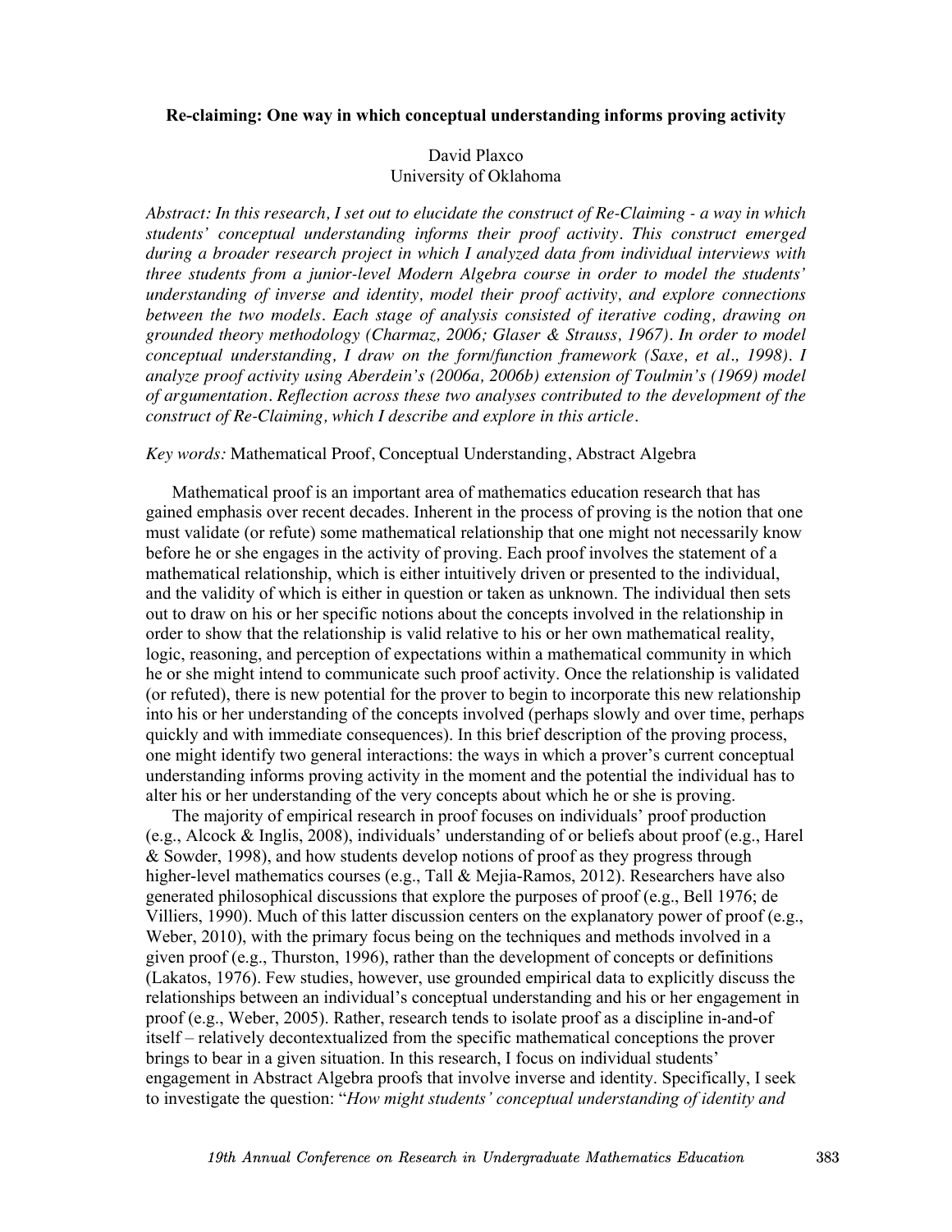# Re-claiming: One way in which conceptual understanding informs proving activity

David Plaxco
University of Oklahoma

*Abstract: In this research, I set out to elucidate the construct of Re-Claiming - a way in which students' conceptual understanding informs their proof activity. This construct emerged during a broader research project in which I analyzed data from individual interviews with three students from a junior-level Modern Algebra course in order to model the students' understanding of inverse and identity, model their proof activity, and explore connections between the two models. Each stage of analysis consisted of iterative coding, drawing on grounded theory methodology (Charmaz, 2006; Glaser & Strauss, 1967). In order to model conceptual understanding, I draw on the form/function framework (Saxe, et al., 1998). I analyze proof activity using Aberdein's (2006a, 2006b) extension of Toulmin's (1969) model of argumentation. Reflection across these two analyses contributed to the development of the construct of Re-Claiming, which I describe and explore in this article.*

*Key words:* Mathematical Proof, Conceptual Understanding, Abstract Algebra

Mathematical proof is an important area of mathematics education research that has gained emphasis over recent decades. Inherent in the process of proving is the notion that one must validate (or refute) some mathematical relationship that one might not necessarily know before he or she engages in the activity of proving. Each proof involves the statement of a mathematical relationship, which is either intuitively driven or presented to the individual, and the validity of which is either in question or taken as unknown. The individual then sets out to draw on his or her specific notions about the concepts involved in the relationship in order to show that the relationship is valid relative to his or her own mathematical reality, logic, reasoning, and perception of expectations within a mathematical community in which he or she might intend to communicate such proof activity. Once the relationship is validated (or refuted), there is new potential for the prover to begin to incorporate this new relationship into his or her understanding of the concepts involved (perhaps slowly and over time, perhaps quickly and with immediate consequences). In this brief description of the proving process, one might identify two general interactions: the ways in which a prover's current conceptual understanding informs proving activity in the moment and the potential the individual has to alter his or her understanding of the very concepts about which he or she is proving.

The majority of empirical research in proof focuses on individuals' proof production (e.g., Alcock & Inglis, 2008), individuals' understanding of or beliefs about proof (e.g., Harel & Sowder, 1998), and how students develop notions of proof as they progress through higher-level mathematics courses (e.g., Tall & Mejia-Ramos, 2012). Researchers have also generated philosophical discussions that explore the purposes of proof (e.g., Bell 1976; de Villiers, 1990). Much of this latter discussion centers on the explanatory power of proof (e.g., Weber, 2010), with the primary focus being on the techniques and methods involved in a given proof (e.g., Thurston, 1996), rather than the development of concepts or definitions (Lakatos, 1976). Few studies, however, use grounded empirical data to explicitly discuss the relationships between an individual's conceptual understanding and his or her engagement in proof (e.g., Weber, 2005). Rather, research tends to isolate proof as a discipline in-and-of itself – relatively decontextualized from the specific mathematical conceptions the prover brings to bear in a given situation. In this research, I focus on individual students' engagement in Abstract Algebra proofs that involve inverse and identity. Specifically, I seek to investigate the question: "*How might students' conceptual understanding of identity and*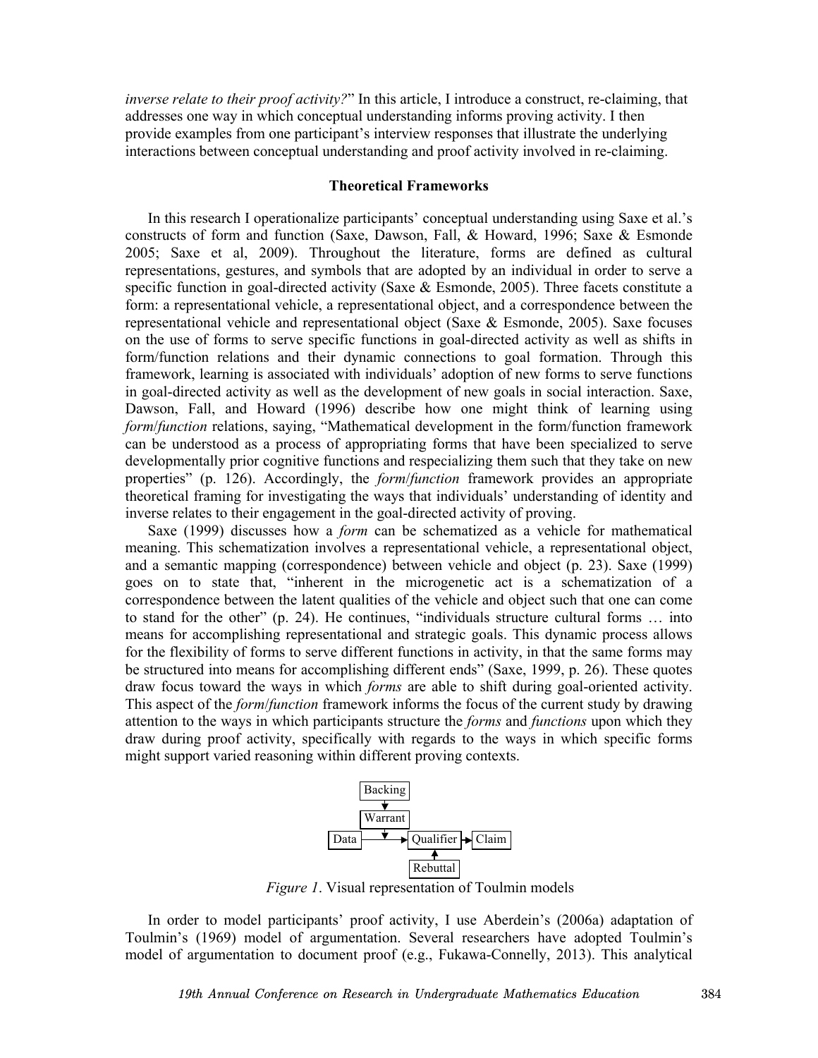*inverse relate to their proof activity?*" In this article, I introduce a construct, re-claiming, that addresses one way in which conceptual understanding informs proving activity. I then provide examples from one participant's interview responses that illustrate the underlying interactions between conceptual understanding and proof activity involved in re-claiming.

## Theoretical Frameworks

In this research I operationalize participants' conceptual understanding using Saxe et al.'s constructs of form and function (Saxe, Dawson, Fall, & Howard, 1996; Saxe & Esmonde 2005; Saxe et al, 2009). Throughout the literature, forms are defined as cultural representations, gestures, and symbols that are adopted by an individual in order to serve a specific function in goal-directed activity (Saxe & Esmonde, 2005). Three facets constitute a form: a representational vehicle, a representational object, and a correspondence between the representational vehicle and representational object (Saxe & Esmonde, 2005). Saxe focuses on the use of forms to serve specific functions in goal-directed activity as well as shifts in form/function relations and their dynamic connections to goal formation. Through this framework, learning is associated with individuals' adoption of new forms to serve functions in goal-directed activity as well as the development of new goals in social interaction. Saxe, Dawson, Fall, and Howard (1996) describe how one might think of learning using *form*/*function* relations, saying, "Mathematical development in the form/function framework can be understood as a process of appropriating forms that have been specialized to serve developmentally prior cognitive functions and respecializing them such that they take on new properties" (p. 126). Accordingly, the *form*/*function* framework provides an appropriate theoretical framing for investigating the ways that individuals' understanding of identity and inverse relates to their engagement in the goal-directed activity of proving.

Saxe (1999) discusses how a *form* can be schematized as a vehicle for mathematical meaning. This schematization involves a representational vehicle, a representational object, and a semantic mapping (correspondence) between vehicle and object (p. 23). Saxe (1999) goes on to state that, "inherent in the microgenetic act is a schematization of a correspondence between the latent qualities of the vehicle and object such that one can come to stand for the other" (p. 24). He continues, "individuals structure cultural forms … into means for accomplishing representational and strategic goals. This dynamic process allows for the flexibility of forms to serve different functions in activity, in that the same forms may be structured into means for accomplishing different ends" (Saxe, 1999, p. 26). These quotes draw focus toward the ways in which *forms* are able to shift during goal-oriented activity. This aspect of the *form*/*function* framework informs the focus of the current study by drawing attention to the ways in which participants structure the *forms* and *functions* upon which they draw during proof activity, specifically with regards to the ways in which specific forms might support varied reasoning within different proving contexts.

Backing

Warrant

Data → Qualifier → Claim

Rebuttal

*Figure 1*. Visual representation of Toulmin models

In order to model participants' proof activity, I use Aberdein's (2006a) adaptation of Toulmin's (1969) model of argumentation. Several researchers have adopted Toulmin's model of argumentation to document proof (e.g., Fukawa-Connelly, 2013). This analytical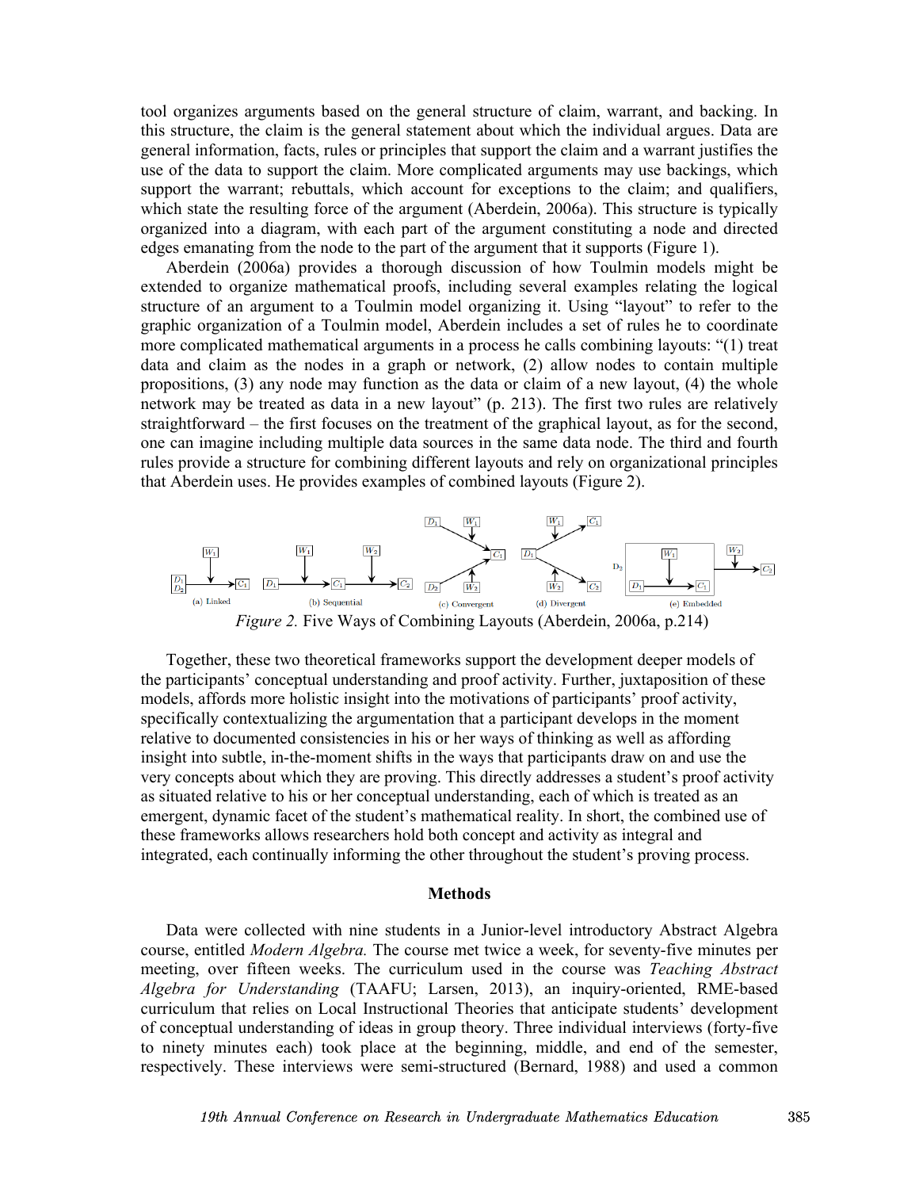tool organizes arguments based on the general structure of claim, warrant, and backing. In this structure, the claim is the general statement about which the individual argues. Data are general information, facts, rules or principles that support the claim and a warrant justifies the use of the data to support the claim. More complicated arguments may use backings, which support the warrant; rebuttals, which account for exceptions to the claim; and qualifiers, which state the resulting force of the argument (Aberdein, 2006a). This structure is typically organized into a diagram, with each part of the argument constituting a node and directed edges emanating from the node to the part of the argument that it supports (Figure 1).

Aberdein (2006a) provides a thorough discussion of how Toulmin models might be extended to organize mathematical proofs, including several examples relating the logical structure of an argument to a Toulmin model organizing it. Using "layout" to refer to the graphic organization of a Toulmin model, Aberdein includes a set of rules he to coordinate more complicated mathematical arguments in a process he calls combining layouts: "(1) treat data and claim as the nodes in a graph or network, (2) allow nodes to contain multiple propositions, (3) any node may function as the data or claim of a new layout, (4) the whole network may be treated as data in a new layout" (p. 213). The first two rules are relatively straightforward – the first focuses on the treatment of the graphical layout, as for the second, one can imagine including multiple data sources in the same data node. The third and fourth rules provide a structure for combining different layouts and rely on organizational principles that Aberdein uses. He provides examples of combined layouts (Figure 2).

*Figure 2.* Five Ways of Combining Layouts (Aberdein, 2006a, p.214)

Together, these two theoretical frameworks support the development deeper models of the participants' conceptual understanding and proof activity. Further, juxtaposition of these models, affords more holistic insight into the motivations of participants' proof activity, specifically contextualizing the argumentation that a participant develops in the moment relative to documented consistencies in his or her ways of thinking as well as affording insight into subtle, in-the-moment shifts in the ways that participants draw on and use the very concepts about which they are proving. This directly addresses a student's proof activity as situated relative to his or her conceptual understanding, each of which is treated as an emergent, dynamic facet of the student's mathematical reality. In short, the combined use of these frameworks allows researchers hold both concept and activity as integral and integrated, each continually informing the other throughout the student's proving process.

## Methods

Data were collected with nine students in a Junior-level introductory Abstract Algebra course, entitled *Modern Algebra.* The course met twice a week, for seventy-five minutes per meeting, over fifteen weeks. The curriculum used in the course was *Teaching Abstract Algebra for Understanding* (TAAFU; Larsen, 2013), an inquiry-oriented, RME-based curriculum that relies on Local Instructional Theories that anticipate students' development of conceptual understanding of ideas in group theory. Three individual interviews (forty-five to ninety minutes each) took place at the beginning, middle, and end of the semester, respectively. These interviews were semi-structured (Bernard, 1988) and used a common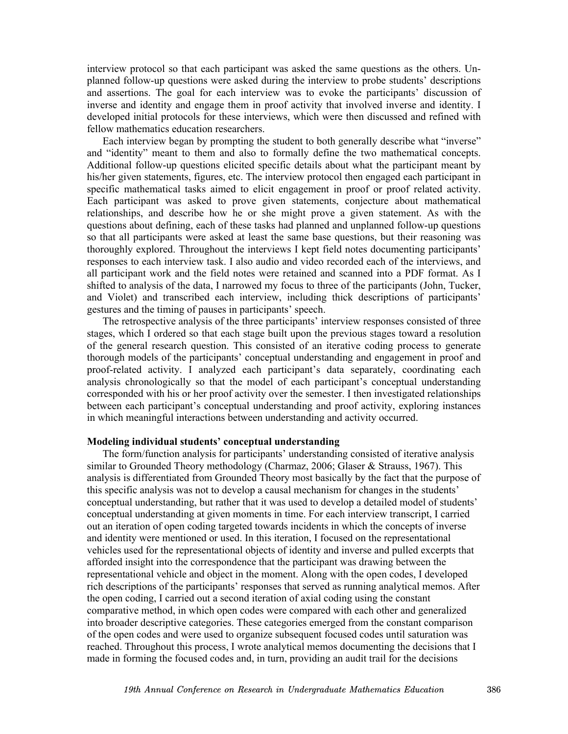interview protocol so that each participant was asked the same questions as the others. Unplanned follow-up questions were asked during the interview to probe students' descriptions and assertions. The goal for each interview was to evoke the participants' discussion of inverse and identity and engage them in proof activity that involved inverse and identity. I developed initial protocols for these interviews, which were then discussed and refined with fellow mathematics education researchers.

Each interview began by prompting the student to both generally describe what "inverse" and "identity" meant to them and also to formally define the two mathematical concepts. Additional follow-up questions elicited specific details about what the participant meant by his/her given statements, figures, etc. The interview protocol then engaged each participant in specific mathematical tasks aimed to elicit engagement in proof or proof related activity. Each participant was asked to prove given statements, conjecture about mathematical relationships, and describe how he or she might prove a given statement. As with the questions about defining, each of these tasks had planned and unplanned follow-up questions so that all participants were asked at least the same base questions, but their reasoning was thoroughly explored. Throughout the interviews I kept field notes documenting participants' responses to each interview task. I also audio and video recorded each of the interviews, and all participant work and the field notes were retained and scanned into a PDF format. As I shifted to analysis of the data, I narrowed my focus to three of the participants (John, Tucker, and Violet) and transcribed each interview, including thick descriptions of participants' gestures and the timing of pauses in participants' speech.

The retrospective analysis of the three participants' interview responses consisted of three stages, which I ordered so that each stage built upon the previous stages toward a resolution of the general research question. This consisted of an iterative coding process to generate thorough models of the participants' conceptual understanding and engagement in proof and proof-related activity. I analyzed each participant's data separately, coordinating each analysis chronologically so that the model of each participant's conceptual understanding corresponded with his or her proof activity over the semester. I then investigated relationships between each participant's conceptual understanding and proof activity, exploring instances in which meaningful interactions between understanding and activity occurred.

**Modeling individual students' conceptual understanding**

The form/function analysis for participants' understanding consisted of iterative analysis similar to Grounded Theory methodology (Charmaz, 2006; Glaser & Strauss, 1967). This analysis is differentiated from Grounded Theory most basically by the fact that the purpose of this specific analysis was not to develop a causal mechanism for changes in the students' conceptual understanding, but rather that it was used to develop a detailed model of students' conceptual understanding at given moments in time. For each interview transcript, I carried out an iteration of open coding targeted towards incidents in which the concepts of inverse and identity were mentioned or used. In this iteration, I focused on the representational vehicles used for the representational objects of identity and inverse and pulled excerpts that afforded insight into the correspondence that the participant was drawing between the representational vehicle and object in the moment. Along with the open codes, I developed rich descriptions of the participants' responses that served as running analytical memos. After the open coding, I carried out a second iteration of axial coding using the constant comparative method, in which open codes were compared with each other and generalized into broader descriptive categories. These categories emerged from the constant comparison of the open codes and were used to organize subsequent focused codes until saturation was reached. Throughout this process, I wrote analytical memos documenting the decisions that I made in forming the focused codes and, in turn, providing an audit trail for the decisions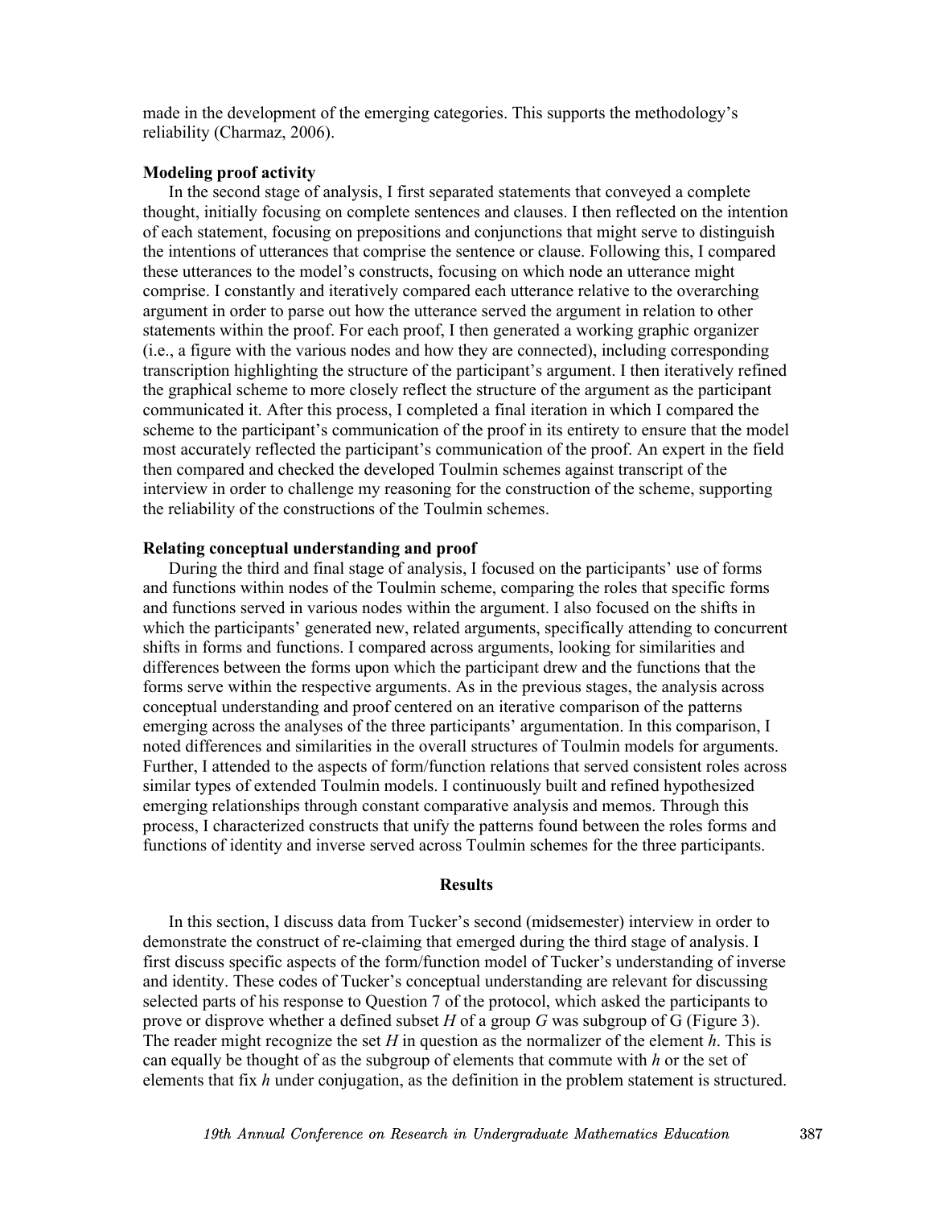made in the development of the emerging categories. This supports the methodology's reliability (Charmaz, 2006).

### Modeling proof activity

In the second stage of analysis, I first separated statements that conveyed a complete thought, initially focusing on complete sentences and clauses. I then reflected on the intention of each statement, focusing on prepositions and conjunctions that might serve to distinguish the intentions of utterances that comprise the sentence or clause. Following this, I compared these utterances to the model's constructs, focusing on which node an utterance might comprise. I constantly and iteratively compared each utterance relative to the overarching argument in order to parse out how the utterance served the argument in relation to other statements within the proof. For each proof, I then generated a working graphic organizer (i.e., a figure with the various nodes and how they are connected), including corresponding transcription highlighting the structure of the participant's argument. I then iteratively refined the graphical scheme to more closely reflect the structure of the argument as the participant communicated it. After this process, I completed a final iteration in which I compared the scheme to the participant's communication of the proof in its entirety to ensure that the model most accurately reflected the participant's communication of the proof. An expert in the field then compared and checked the developed Toulmin schemes against transcript of the interview in order to challenge my reasoning for the construction of the scheme, supporting the reliability of the constructions of the Toulmin schemes.

### Relating conceptual understanding and proof

During the third and final stage of analysis, I focused on the participants' use of forms and functions within nodes of the Toulmin scheme, comparing the roles that specific forms and functions served in various nodes within the argument. I also focused on the shifts in which the participants' generated new, related arguments, specifically attending to concurrent shifts in forms and functions. I compared across arguments, looking for similarities and differences between the forms upon which the participant drew and the functions that the forms serve within the respective arguments. As in the previous stages, the analysis across conceptual understanding and proof centered on an iterative comparison of the patterns emerging across the analyses of the three participants' argumentation. In this comparison, I noted differences and similarities in the overall structures of Toulmin models for arguments. Further, I attended to the aspects of form/function relations that served consistent roles across similar types of extended Toulmin models. I continuously built and refined hypothesized emerging relationships through constant comparative analysis and memos. Through this process, I characterized constructs that unify the patterns found between the roles forms and functions of identity and inverse served across Toulmin schemes for the three participants.

## Results

In this section, I discuss data from Tucker's second (midsemester) interview in order to demonstrate the construct of re-claiming that emerged during the third stage of analysis. I first discuss specific aspects of the form/function model of Tucker's understanding of inverse and identity. These codes of Tucker's conceptual understanding are relevant for discussing selected parts of his response to Question 7 of the protocol, which asked the participants to prove or disprove whether a defined subset $H$ of a group $G$ was subgroup of G (Figure 3). The reader might recognize the set $H$ in question as the normalizer of the element $h$. This is can equally be thought of as the subgroup of elements that commute with $h$ or the set of elements that fix $h$ under conjugation, as the definition in the problem statement is structured.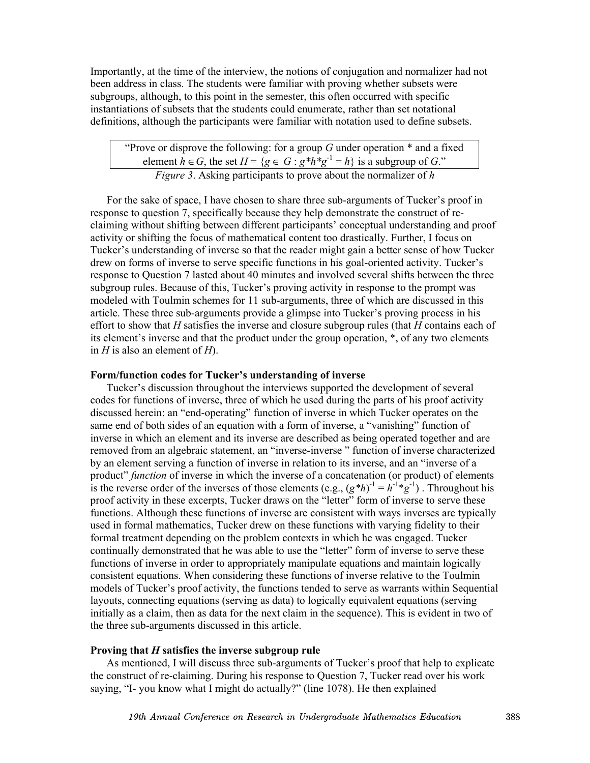Importantly, at the time of the interview, the notions of conjugation and normalizer had not been address in class. The students were familiar with proving whether subsets were subgroups, although, to this point in the semester, this often occurred with specific instantiations of subsets that the students could enumerate, rather than set notational definitions, although the participants were familiar with notation used to define subsets.

> "Prove or disprove the following: for a group $G$ under operation * and a fixed element $h \in G$, the set $H = \{g \in G : g*h*g^{-1} = h\}$ is a subgroup of $G$."

*Figure 3*. Asking participants to prove about the normalizer of *h*

For the sake of space, I have chosen to share three sub-arguments of Tucker's proof in response to question 7, specifically because they help demonstrate the construct of re-claiming without shifting between different participants' conceptual understanding and proof activity or shifting the focus of mathematical content too drastically. Further, I focus on Tucker's understanding of inverse so that the reader might gain a better sense of how Tucker drew on forms of inverse to serve specific functions in his goal-oriented activity. Tucker's response to Question 7 lasted about 40 minutes and involved several shifts between the three subgroup rules. Because of this, Tucker's proving activity in response to the prompt was modeled with Toulmin schemes for 11 sub-arguments, three of which are discussed in this article. These three sub-arguments provide a glimpse into Tucker's proving process in his effort to show that *H* satisfies the inverse and closure subgroup rules (that *H* contains each of its element's inverse and that the product under the group operation, *, of any two elements in *H* is also an element of *H*).

**Form/function codes for Tucker's understanding of inverse**

Tucker's discussion throughout the interviews supported the development of several codes for functions of inverse, three of which he used during the parts of his proof activity discussed herein: an "end-operating" function of inverse in which Tucker operates on the same end of both sides of an equation with a form of inverse, a "vanishing" function of inverse in which an element and its inverse are described as being operated together and are removed from an algebraic statement, an "inverse-inverse " function of inverse characterized by an element serving a function of inverse in relation to its inverse, and an "inverse of a product" *function* of inverse in which the inverse of a concatenation (or product) of elements is the reverse order of the inverses of those elements (e.g., $(g*h)^{-1} = h^{-1}*g^{-1}$) . Throughout his proof activity in these excerpts, Tucker draws on the "letter" form of inverse to serve these functions. Although these functions of inverse are consistent with ways inverses are typically used in formal mathematics, Tucker drew on these functions with varying fidelity to their formal treatment depending on the problem contexts in which he was engaged. Tucker continually demonstrated that he was able to use the "letter" form of inverse to serve these functions of inverse in order to appropriately manipulate equations and maintain logically consistent equations. When considering these functions of inverse relative to the Toulmin models of Tucker's proof activity, the functions tended to serve as warrants within Sequential layouts, connecting equations (serving as data) to logically equivalent equations (serving initially as a claim, then as data for the next claim in the sequence). This is evident in two of the three sub-arguments discussed in this article.

**Proving that *H* satisfies the inverse subgroup rule**

As mentioned, I will discuss three sub-arguments of Tucker's proof that help to explicate the construct of re-claiming. During his response to Question 7, Tucker read over his work saying, "I- you know what I might do actually?" (line 1078). He then explained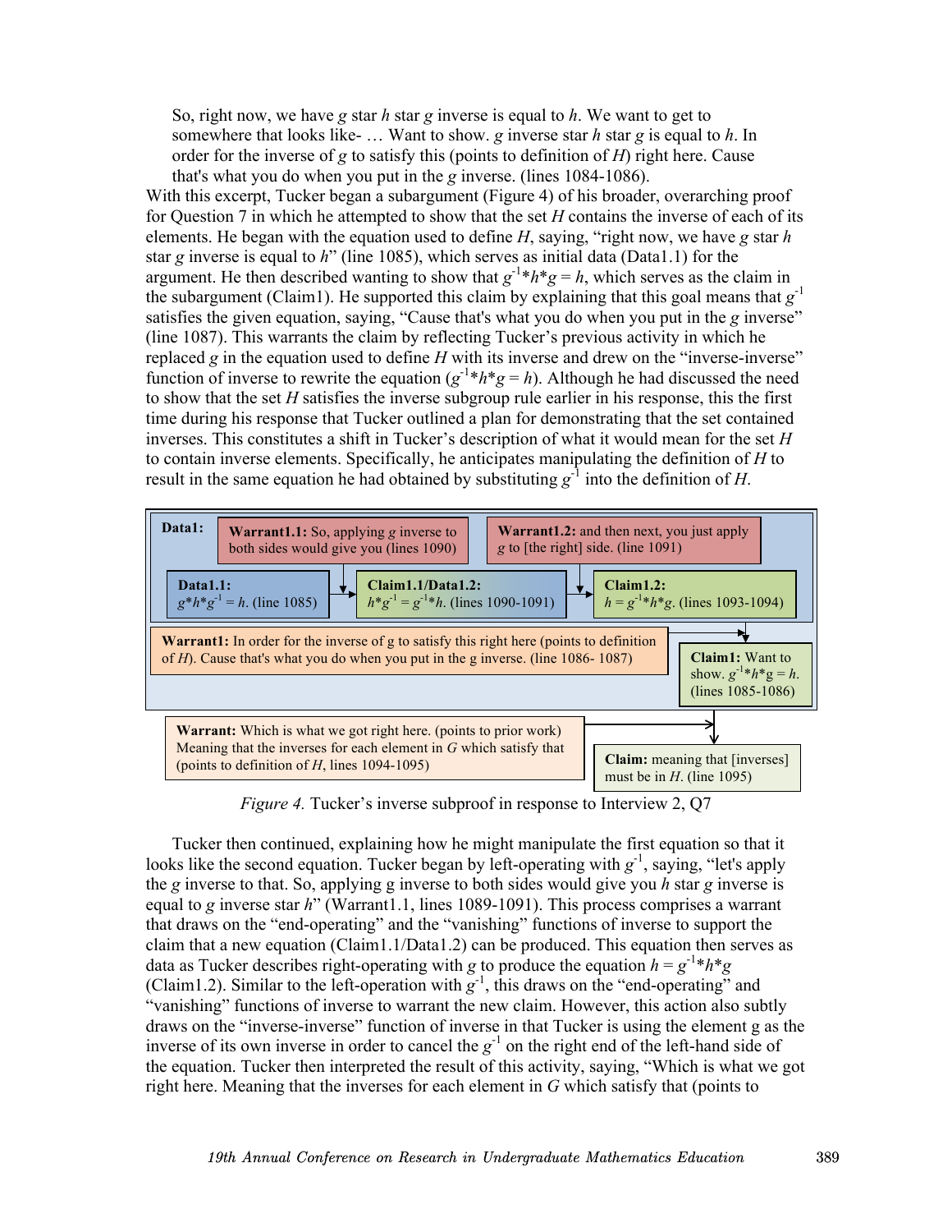> So, right now, we have *g* star *h* star *g* inverse is equal to *h*. We want to get to somewhere that looks like- … Want to show. *g* inverse star *h* star *g* is equal to *h*. In order for the inverse of *g* to satisfy this (points to definition of *H*) right here. Cause that's what you do when you put in the *g* inverse. (lines 1084-1086).

With this excerpt, Tucker began a subargument (Figure 4) of his broader, overarching proof for Question 7 in which he attempted to show that the set *H* contains the inverse of each of its elements. He began with the equation used to define *H*, saying, "right now, we have *g* star *h* star *g* inverse is equal to *h*" (line 1085), which serves as initial data (Data1.1) for the argument. He then described wanting to show that $g^{-1}*h*g = h$, which serves as the claim in the subargument (Claim1). He supported this claim by explaining that this goal means that $g^{-1}$ satisfies the given equation, saying, "Cause that's what you do when you put in the *g* inverse" (line 1087). This warrants the claim by reflecting Tucker's previous activity in which he replaced *g* in the equation used to define *H* with its inverse and drew on the "inverse-inverse" function of inverse to rewrite the equation ($g^{-1}*h*g = h$). Although he had discussed the need to show that the set *H* satisfies the inverse subgroup rule earlier in his response, this the first time during his response that Tucker outlined a plan for demonstrating that the set contained inverses. This constitutes a shift in Tucker's description of what it would mean for the set *H* to contain inverse elements. Specifically, he anticipates manipulating the definition of *H* to result in the same equation he had obtained by substituting $g^{-1}$ into the definition of *H*.

**Data1:**

**Warrant1.1:** So, applying *g* inverse to both sides would give you (lines 1090)

**Warrant1.2:** and then next, you just apply *g* to [the right] side. (line 1091)

**Data1.1:** $g*h*g^{-1} = h$. (line 1085)

**Claim1.1/Data1.2:** $h*g^{-1} = g^{-1}*h$. (lines 1090-1091)

**Claim1.2:** $h = g^{-1}*h*g$. (lines 1093-1094)

**Warrant1:** In order for the inverse of g to satisfy this right here (points to definition of *H*). Cause that's what you do when you put in the g inverse. (line 1086- 1087)

**Claim1:** Want to show. $g^{-1}*h*g = h$. (lines 1085-1086)

**Warrant:** Which is what we got right here. (points to prior work) Meaning that the inverses for each element in *G* which satisfy that (points to definition of *H*, lines 1094-1095)

**Claim:** meaning that [inverses] must be in *H*. (line 1095)

*Figure 4.* Tucker's inverse subproof in response to Interview 2, Q7

Tucker then continued, explaining how he might manipulate the first equation so that it looks like the second equation. Tucker began by left-operating with $g^{-1}$, saying, "let's apply the *g* inverse to that. So, applying g inverse to both sides would give you *h* star *g* inverse is equal to *g* inverse star *h*" (Warrant1.1, lines 1089-1091). This process comprises a warrant that draws on the "end-operating" and the "vanishing" functions of inverse to support the claim that a new equation (Claim1.1/Data1.2) can be produced. This equation then serves as data as Tucker describes right-operating with *g* to produce the equation $h = g^{-1}*h*g$ (Claim1.2). Similar to the left-operation with $g^{-1}$, this draws on the "end-operating" and "vanishing" functions of inverse to warrant the new claim. However, this action also subtly draws on the "inverse-inverse" function of inverse in that Tucker is using the element g as the inverse of its own inverse in order to cancel the $g^{-1}$ on the right end of the left-hand side of the equation. Tucker then interpreted the result of this activity, saying, "Which is what we got right here. Meaning that the inverses for each element in *G* which satisfy that (points to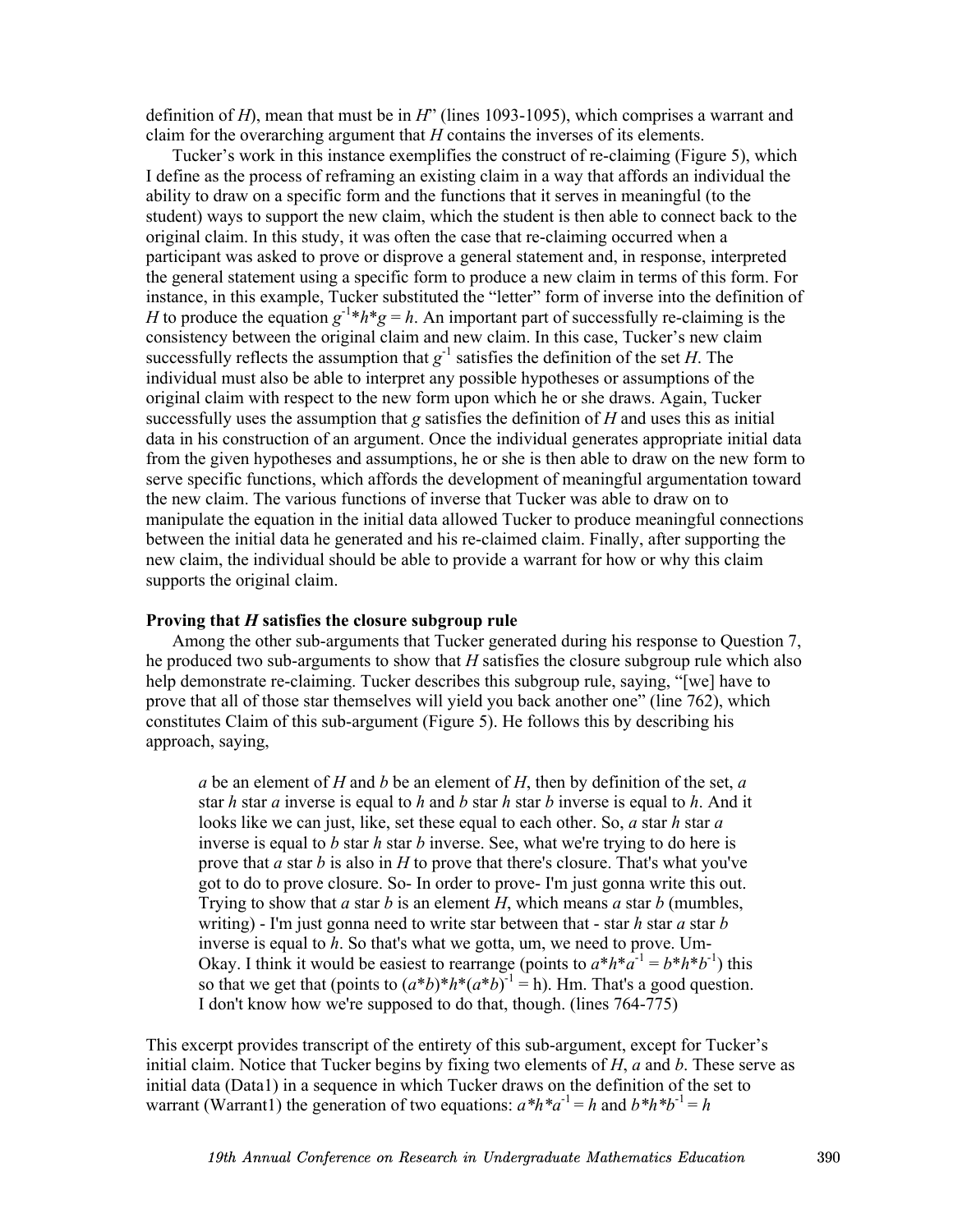definition of *H*), mean that must be in *H*" (lines 1093-1095), which comprises a warrant and claim for the overarching argument that *H* contains the inverses of its elements.

Tucker's work in this instance exemplifies the construct of re-claiming (Figure 5), which I define as the process of reframing an existing claim in a way that affords an individual the ability to draw on a specific form and the functions that it serves in meaningful (to the student) ways to support the new claim, which the student is then able to connect back to the original claim. In this study, it was often the case that re-claiming occurred when a participant was asked to prove or disprove a general statement and, in response, interpreted the general statement using a specific form to produce a new claim in terms of this form. For instance, in this example, Tucker substituted the "letter" form of inverse into the definition of *H* to produce the equation $g^{-1}*h*g = h$. An important part of successfully re-claiming is the consistency between the original claim and new claim. In this case, Tucker's new claim successfully reflects the assumption that $g^{-1}$ satisfies the definition of the set *H*. The individual must also be able to interpret any possible hypotheses or assumptions of the original claim with respect to the new form upon which he or she draws. Again, Tucker successfully uses the assumption that *g* satisfies the definition of *H* and uses this as initial data in his construction of an argument. Once the individual generates appropriate initial data from the given hypotheses and assumptions, he or she is then able to draw on the new form to serve specific functions, which affords the development of meaningful argumentation toward the new claim. The various functions of inverse that Tucker was able to draw on to manipulate the equation in the initial data allowed Tucker to produce meaningful connections between the initial data he generated and his re-claimed claim. Finally, after supporting the new claim, the individual should be able to provide a warrant for how or why this claim supports the original claim.

**Proving that *H* satisfies the closure subgroup rule**

Among the other sub-arguments that Tucker generated during his response to Question 7, he produced two sub-arguments to show that *H* satisfies the closure subgroup rule which also help demonstrate re-claiming. Tucker describes this subgroup rule, saying, "[we] have to prove that all of those star themselves will yield you back another one" (line 762), which constitutes Claim of this sub-argument (Figure 5). He follows this by describing his approach, saying,

> *a* be an element of *H* and *b* be an element of *H*, then by definition of the set, *a* star *h* star *a* inverse is equal to *h* and *b* star *h* star *b* inverse is equal to *h*. And it looks like we can just, like, set these equal to each other. So, *a* star *h* star *a* inverse is equal to *b* star *h* star *b* inverse. See, what we're trying to do here is prove that *a* star *b* is also in *H* to prove that there's closure. That's what you've got to do to prove closure. So- In order to prove- I'm just gonna write this out. Trying to show that *a* star *b* is an element *H*, which means *a* star *b* (mumbles, writing) - I'm just gonna need to write star between that - star *h* star *a* star *b* inverse is equal to *h*. So that's what we gotta, um, we need to prove. Um- Okay. I think it would be easiest to rearrange (points to $a*h*a^{-1} = b*h*b^{-1}$) this so that we get that (points to $(a*b)*h*(a*b)^{-1} = h$). Hm. That's a good question. I don't know how we're supposed to do that, though. (lines 764-775)

This excerpt provides transcript of the entirety of this sub-argument, except for Tucker's initial claim. Notice that Tucker begins by fixing two elements of *H*, *a* and *b*. These serve as initial data (Data1) in a sequence in which Tucker draws on the definition of the set to warrant (Warrant1) the generation of two equations: $a*h*a^{-1} = h$ and $b*h*b^{-1} = h$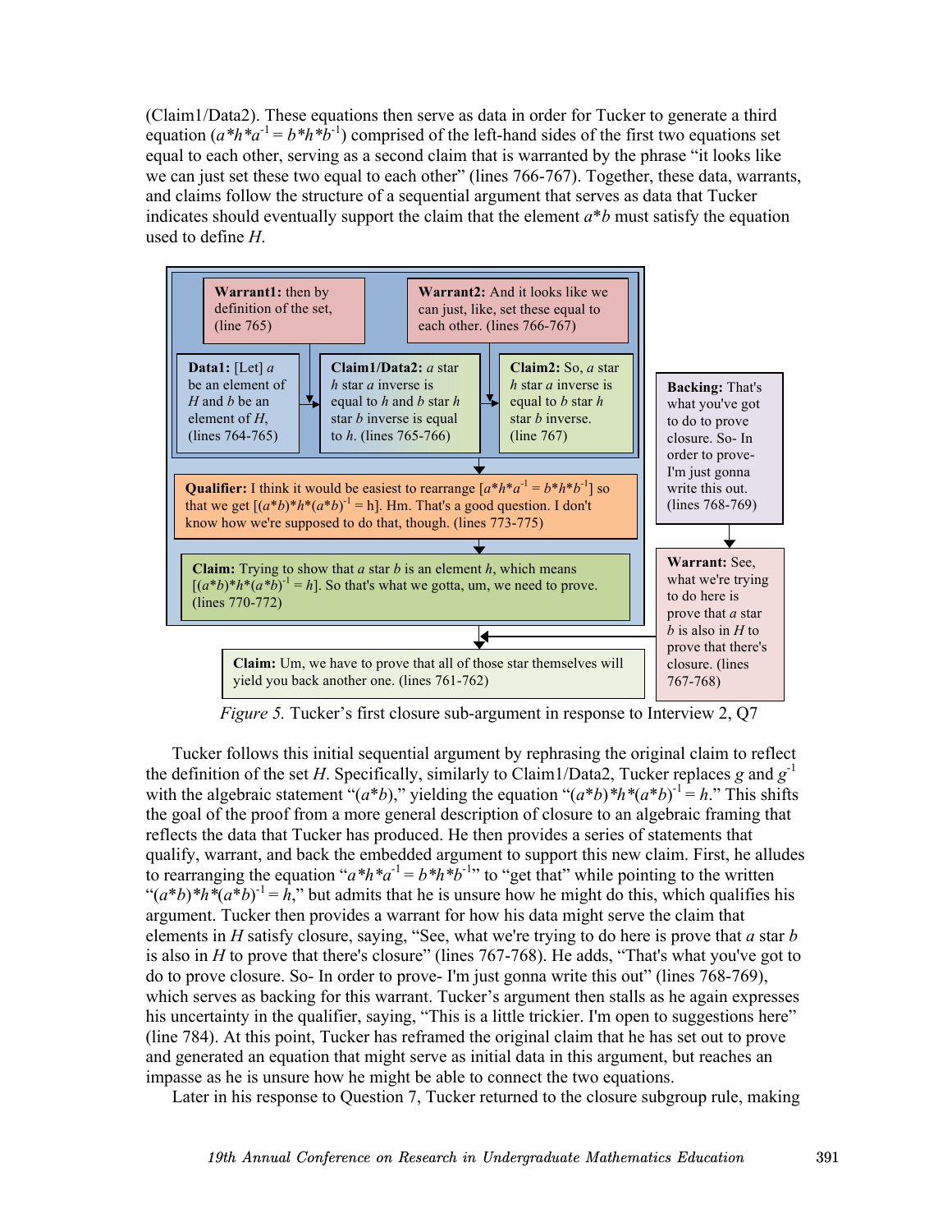(Claim1/Data2). These equations then serve as data in order for Tucker to generate a third equation ($a*h*a^{-1} = b*h*b^{-1}$) comprised of the left-hand sides of the first two equations set equal to each other, serving as a second claim that is warranted by the phrase "it looks like we can just set these two equal to each other" (lines 766-767). Together, these data, warrants, and claims follow the structure of a sequential argument that serves as data that Tucker indicates should eventually support the claim that the element $a*b$ must satisfy the equation used to define $H$.

**Warrant1:** then by definition of the set, (line 765)

**Warrant2:** And it looks like we can just, like, set these equal to each other. (lines 766-767)

**Data1:** [Let] $a$ be an element of $H$ and $b$ be an element of $H$, (lines 764-765)

**Claim1/Data2:** $a$ star $h$ star $a$ inverse is equal to $h$ and $b$ star $h$ star $b$ inverse is equal to $h$. (lines 765-766)

**Claim2:** So, $a$ star $h$ star $a$ inverse is equal to $b$ star $h$ star $b$ inverse. (line 767)

**Backing:** That's what you've got to do to prove closure. So- In order to prove- I'm just gonna write this out. (lines 768-769)

**Qualifier:** I think it would be easiest to rearrange [$a*h*a^{-1} = b*h*b^{-1}$] so that we get [$(a*b)*h*(a*b)^{-1} = h$]. Hm. That's a good question. I don't know how we're supposed to do that, though. (lines 773-775)

**Claim:** Trying to show that $a$ star $b$ is an element $h$, which means [$(a*b)*h*(a*b)^{-1} = h$]. So that's what we gotta, um, we need to prove. (lines 770-772)

**Warrant:** See, what we're trying to do here is prove that $a$ star $b$ is also in $H$ to prove that there's closure. (lines 767-768)

**Claim:** Um, we have to prove that all of those star themselves will yield you back another one. (lines 761-762)

*Figure 5.* Tucker's first closure sub-argument in response to Interview 2, Q7

Tucker follows this initial sequential argument by rephrasing the original claim to reflect the definition of the set $H$. Specifically, similarly to Claim1/Data2, Tucker replaces $g$ and $g^{-1}$ with the algebraic statement "$(a*b)$," yielding the equation "$(a*b)*h*(a*b)^{-1} = h$." This shifts the goal of the proof from a more general description of closure to an algebraic framing that reflects the data that Tucker has produced. He then provides a series of statements that qualify, warrant, and back the embedded argument to support this new claim. First, he alludes to rearranging the equation "$a*h*a^{-1} = b*h*b^{-1}$" to "get that" while pointing to the written "$(a*b)*h*(a*b)^{-1} = h$," but admits that he is unsure how he might do this, which qualifies his argument. Tucker then provides a warrant for how his data might serve the claim that elements in $H$ satisfy closure, saying, "See, what we're trying to do here is prove that $a$ star $b$ is also in $H$ to prove that there's closure" (lines 767-768). He adds, "That's what you've got to do to prove closure. So- In order to prove- I'm just gonna write this out" (lines 768-769), which serves as backing for this warrant. Tucker's argument then stalls as he again expresses his uncertainty in the qualifier, saying, "This is a little trickier. I'm open to suggestions here" (line 784). At this point, Tucker has reframed the original claim that he has set out to prove and generated an equation that might serve as initial data in this argument, but reaches an impasse as he is unsure how he might be able to connect the two equations.

Later in his response to Question 7, Tucker returned to the closure subgroup rule, making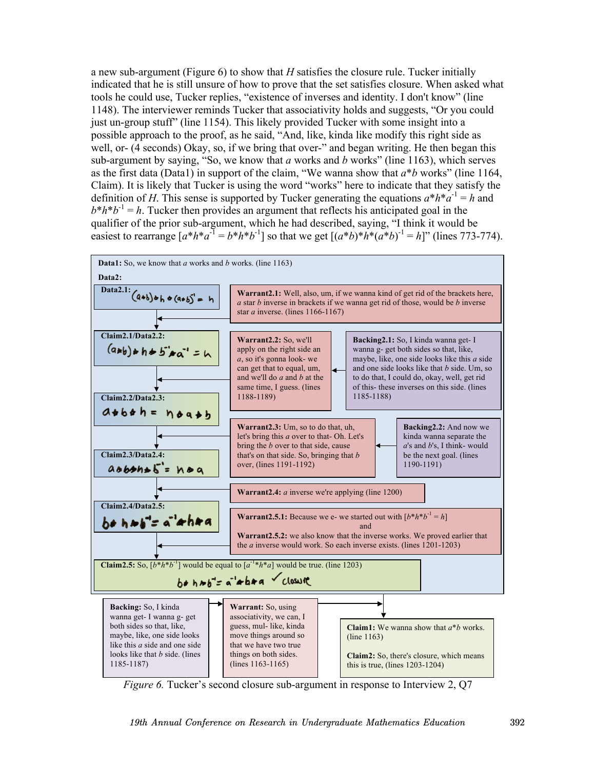a new sub-argument (Figure 6) to show that $H$ satisfies the closure rule. Tucker initially indicated that he is still unsure of how to prove that the set satisfies closure. When asked what tools he could use, Tucker replies, "existence of inverses and identity. I don't know" (line 1148). The interviewer reminds Tucker that associativity holds and suggests, "Or you could just un-group stuff" (line 1154). This likely provided Tucker with some insight into a possible approach to the proof, as he said, "And, like, kinda like modify this right side as well, or- (4 seconds) Okay, so, if we bring that over-" and began writing. He then began this sub-argument by saying, "So, we know that $a$ works and $b$ works" (line 1163), which serves as the first data (Data1) in support of the claim, "We wanna show that $a*b$ works" (line 1164, Claim). It is likely that Tucker is using the word "works" here to indicate that they satisfy the definition of $H$. This sense is supported by Tucker generating the equations $a*h*a^{-1} = h$ and $b*h*b^{-1} = h$. Tucker then provides an argument that reflects his anticipated goal in the qualifier of the prior sub-argument, which he had described, saying, "I think it would be easiest to rearrange [$a*h*a^{-1} = b*h*b^{-1}$] so that we get [$(a*b)*h*(a*b)^{-1} = h$]" (lines 773-774).

**Data1:** So, we know that $a$ works and $b$ works. (line 1163)

**Data2:**

**Data2.1:** $(a*b)*h*(a*b)^{-1} = h$

**Warrant2.1:** Well, also, um, if we wanna kind of get rid of the brackets here, $a$ star $b$ inverse in brackets if we wanna get rid of those, would be $b$ inverse star $a$ inverse. (lines 1166-1167)

**Claim2.1/Data2.2:** $(a*b)*h*b^{-1}*a^{-1} = h$

**Warrant2.2:** So, we'll apply on the right side an $a$, so it's gonna look- we can get that to equal, um, and we'll do $a$ and $b$ at the same time, I guess. (lines 1188-1189)

**Backing2.1:** So, I kinda wanna get- I wanna g- get both sides so that, like, maybe, like, one side looks like this $a$ side and one side looks like that $b$ side. Um, so to do that, I could do, okay, well, get rid of this- these inverses on this side. (lines 1185-1188)

**Claim2.2/Data2.3:** $a*b*h = h*a*b$

**Warrant2.3:** Um, so to do that, uh, let's bring this $a$ over to that- Oh. Let's bring the $b$ over to that side, cause that's on that side. So, bringing that $b$ over, (lines 1191-1192)

**Backing2.2:** And now we kinda wanna separate the $a$'s and $b$'s, I think- would be the next goal. (lines 1190-1191)

**Claim2.3/Data2.4:** $a*b*h*b^{-1} = h*a$

**Warrant2.4:** $a$ inverse we're applying (line 1200)

**Claim2.4/Data2.5:** $b*h*b^{-1} = a^{-1}*h*a$

**Warrant2.5.1:** Because we e- we started out with [$b*h*b^{-1} = h$]

and

**Warrant2.5.2:** we also know that the inverse works. We proved earlier that the $a$ inverse would work. So each inverse exists. (lines 1201-1203)

**Claim2.5:** So, [$b*h*b^{-1}$] would be equal to [$a^{-1}*h*a$] would be true. (line 1203)

$b*h*b^{-1} = a^{-1}*h*a$ ✓ closure

**Backing:** So, I kinda wanna get- I wanna g- get both sides so that, like, maybe, like, one side looks like this $a$ side and one side looks like that $b$ side. (lines 1185-1187)

**Warrant:** So, using associativity, we can, I guess, mul- like, kinda move things around so that we have two true things on both sides. (lines 1163-1165)

**Claim1:** We wanna show that $a*b$ works. (line 1163)

**Claim2:** So, there's closure, which means this is true, (lines 1203-1204)

*Figure 6.* Tucker's second closure sub-argument in response to Interview 2, Q7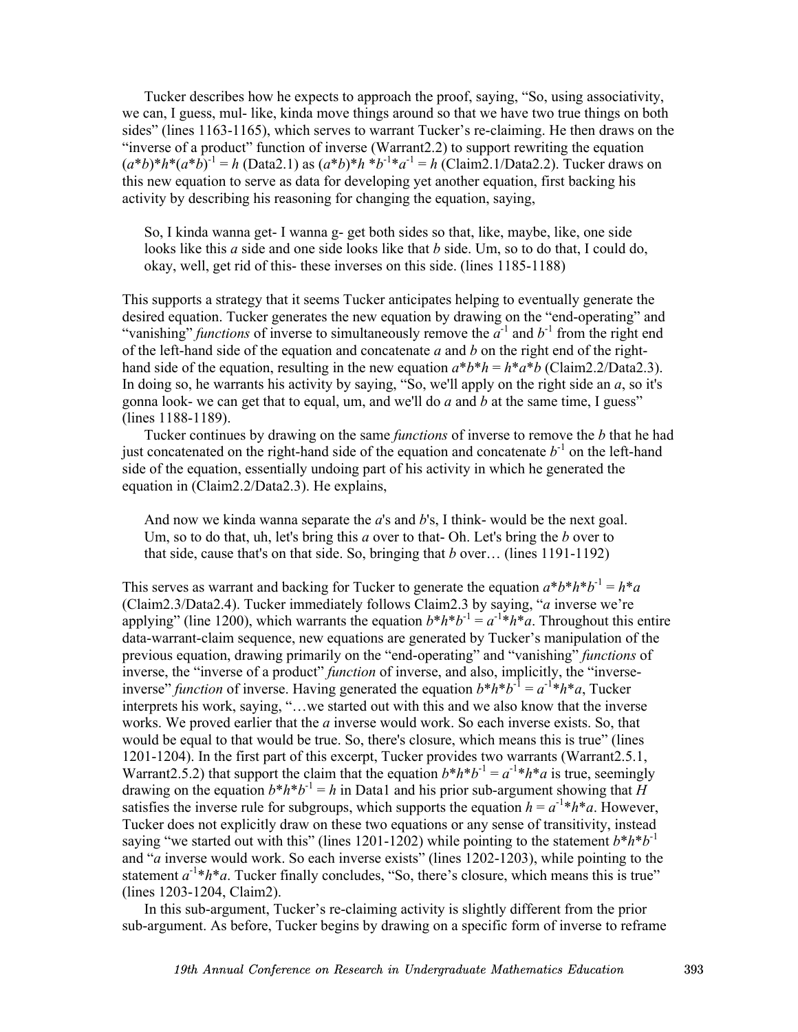Tucker describes how he expects to approach the proof, saying, "So, using associativity, we can, I guess, mul- like, kinda move things around so that we have two true things on both sides" (lines 1163-1165), which serves to warrant Tucker's re-claiming. He then draws on the "inverse of a product" function of inverse (Warrant2.2) to support rewriting the equation $(a*b)*h*(a*b)^{-1} = h$ (Data2.1) as $(a*b)*h*b^{-1}*a^{-1} = h$ (Claim2.1/Data2.2). Tucker draws on this new equation to serve as data for developing yet another equation, first backing his activity by describing his reasoning for changing the equation, saying,

> So, I kinda wanna get- I wanna g- get both sides so that, like, maybe, like, one side looks like this *a* side and one side looks like that *b* side. Um, so to do that, I could do, okay, well, get rid of this- these inverses on this side. (lines 1185-1188)

This supports a strategy that it seems Tucker anticipates helping to eventually generate the desired equation. Tucker generates the new equation by drawing on the "end-operating" and "vanishing" *functions* of inverse to simultaneously remove the $a^{-1}$ and $b^{-1}$ from the right end of the left-hand side of the equation and concatenate *a* and *b* on the right end of the right-hand side of the equation, resulting in the new equation $a*b*h = h*a*b$ (Claim2.2/Data2.3). In doing so, he warrants his activity by saying, "So, we'll apply on the right side an *a*, so it's gonna look- we can get that to equal, um, and we'll do *a* and *b* at the same time, I guess" (lines 1188-1189).

Tucker continues by drawing on the same *functions* of inverse to remove the *b* that he had just concatenated on the right-hand side of the equation and concatenate $b^{-1}$ on the left-hand side of the equation, essentially undoing part of his activity in which he generated the equation in (Claim2.2/Data2.3). He explains,

> And now we kinda wanna separate the *a*'s and *b*'s, I think- would be the next goal. Um, so to do that, uh, let's bring this *a* over to that- Oh. Let's bring the *b* over to that side, cause that's on that side. So, bringing that *b* over… (lines 1191-1192)

This serves as warrant and backing for Tucker to generate the equation $a*b*h*b^{-1} = h*a$ (Claim2.3/Data2.4). Tucker immediately follows Claim2.3 by saying, "*a* inverse we're applying" (line 1200), which warrants the equation $b*h*b^{-1} = a^{-1}*h*a$. Throughout this entire data-warrant-claim sequence, new equations are generated by Tucker's manipulation of the previous equation, drawing primarily on the "end-operating" and "vanishing" *functions* of inverse, the "inverse of a product" *function* of inverse, and also, implicitly, the "inverse-inverse" *function* of inverse. Having generated the equation $b*h*b^{-1} = a^{-1}*h*a$, Tucker interprets his work, saying, "…we started out with this and we also know that the inverse works. We proved earlier that the *a* inverse would work. So each inverse exists. So, that would be equal to that would be true. So, there's closure, which means this is true" (lines 1201-1204). In the first part of this excerpt, Tucker provides two warrants (Warrant2.5.1, Warrant2.5.2) that support the claim that the equation $b*h*b^{-1} = a^{-1}*h*a$ is true, seemingly drawing on the equation $b*h*b^{-1} = h$ in Data1 and his prior sub-argument showing that *H* satisfies the inverse rule for subgroups, which supports the equation $h = a^{-1}*h*a$. However, Tucker does not explicitly draw on these two equations or any sense of transitivity, instead saying "we started out with this" (lines 1201-1202) while pointing to the statement $b*h*b^{-1}$ and "*a* inverse would work. So each inverse exists" (lines 1202-1203), while pointing to the statement $a^{-1}*h*a$. Tucker finally concludes, "So, there's closure, which means this is true" (lines 1203-1204, Claim2).

In this sub-argument, Tucker's re-claiming activity is slightly different from the prior sub-argument. As before, Tucker begins by drawing on a specific form of inverse to reframe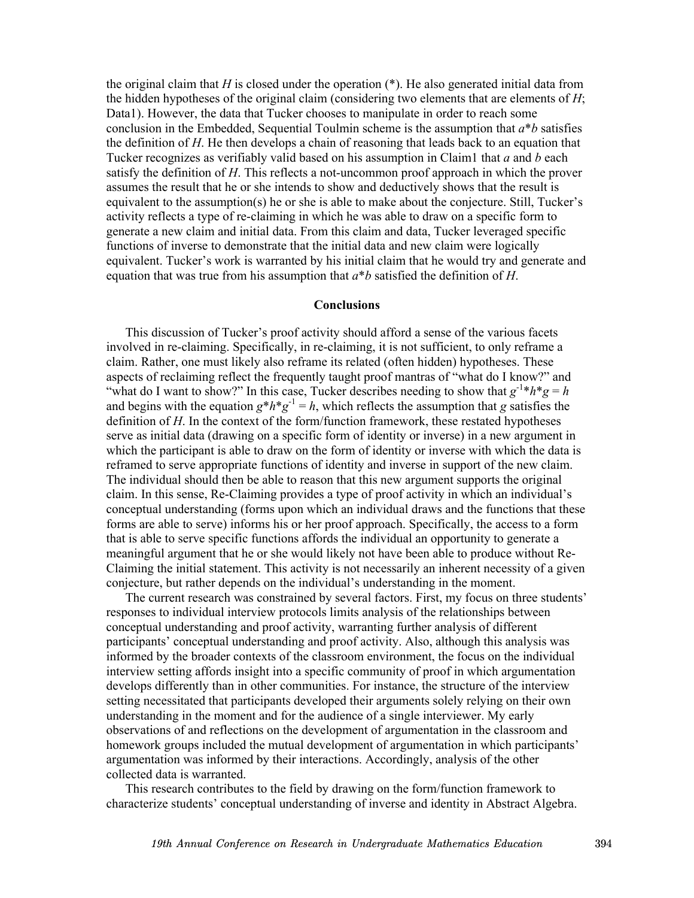the original claim that $H$ is closed under the operation (*). He also generated initial data from the hidden hypotheses of the original claim (considering two elements that are elements of $H$; Data1). However, the data that Tucker chooses to manipulate in order to reach some conclusion in the Embedded, Sequential Toulmin scheme is the assumption that $a*b$ satisfies the definition of $H$. He then develops a chain of reasoning that leads back to an equation that Tucker recognizes as verifiably valid based on his assumption in Claim1 that $a$ and $b$ each satisfy the definition of $H$. This reflects a not-uncommon proof approach in which the prover assumes the result that he or she intends to show and deductively shows that the result is equivalent to the assumption(s) he or she is able to make about the conjecture. Still, Tucker's activity reflects a type of re-claiming in which he was able to draw on a specific form to generate a new claim and initial data. From this claim and data, Tucker leveraged specific functions of inverse to demonstrate that the initial data and new claim were logically equivalent. Tucker's work is warranted by his initial claim that he would try and generate and equation that was true from his assumption that $a*b$ satisfied the definition of $H$.

## Conclusions

This discussion of Tucker's proof activity should afford a sense of the various facets involved in re-claiming. Specifically, in re-claiming, it is not sufficient, to only reframe a claim. Rather, one must likely also reframe its related (often hidden) hypotheses. These aspects of reclaiming reflect the frequently taught proof mantras of "what do I know?" and "what do I want to show?" In this case, Tucker describes needing to show that $g^{-1}*h*g = h$ and begins with the equation $g*h*g^{-1} = h$, which reflects the assumption that $g$ satisfies the definition of $H$. In the context of the form/function framework, these restated hypotheses serve as initial data (drawing on a specific form of identity or inverse) in a new argument in which the participant is able to draw on the form of identity or inverse with which the data is reframed to serve appropriate functions of identity and inverse in support of the new claim. The individual should then be able to reason that this new argument supports the original claim. In this sense, Re-Claiming provides a type of proof activity in which an individual's conceptual understanding (forms upon which an individual draws and the functions that these forms are able to serve) informs his or her proof approach. Specifically, the access to a form that is able to serve specific functions affords the individual an opportunity to generate a meaningful argument that he or she would likely not have been able to produce without Re-Claiming the initial statement. This activity is not necessarily an inherent necessity of a given conjecture, but rather depends on the individual's understanding in the moment.

The current research was constrained by several factors. First, my focus on three students' responses to individual interview protocols limits analysis of the relationships between conceptual understanding and proof activity, warranting further analysis of different participants' conceptual understanding and proof activity. Also, although this analysis was informed by the broader contexts of the classroom environment, the focus on the individual interview setting affords insight into a specific community of proof in which argumentation develops differently than in other communities. For instance, the structure of the interview setting necessitated that participants developed their arguments solely relying on their own understanding in the moment and for the audience of a single interviewer. My early observations of and reflections on the development of argumentation in the classroom and homework groups included the mutual development of argumentation in which participants' argumentation was informed by their interactions. Accordingly, analysis of the other collected data is warranted.

This research contributes to the field by drawing on the form/function framework to characterize students' conceptual understanding of inverse and identity in Abstract Algebra.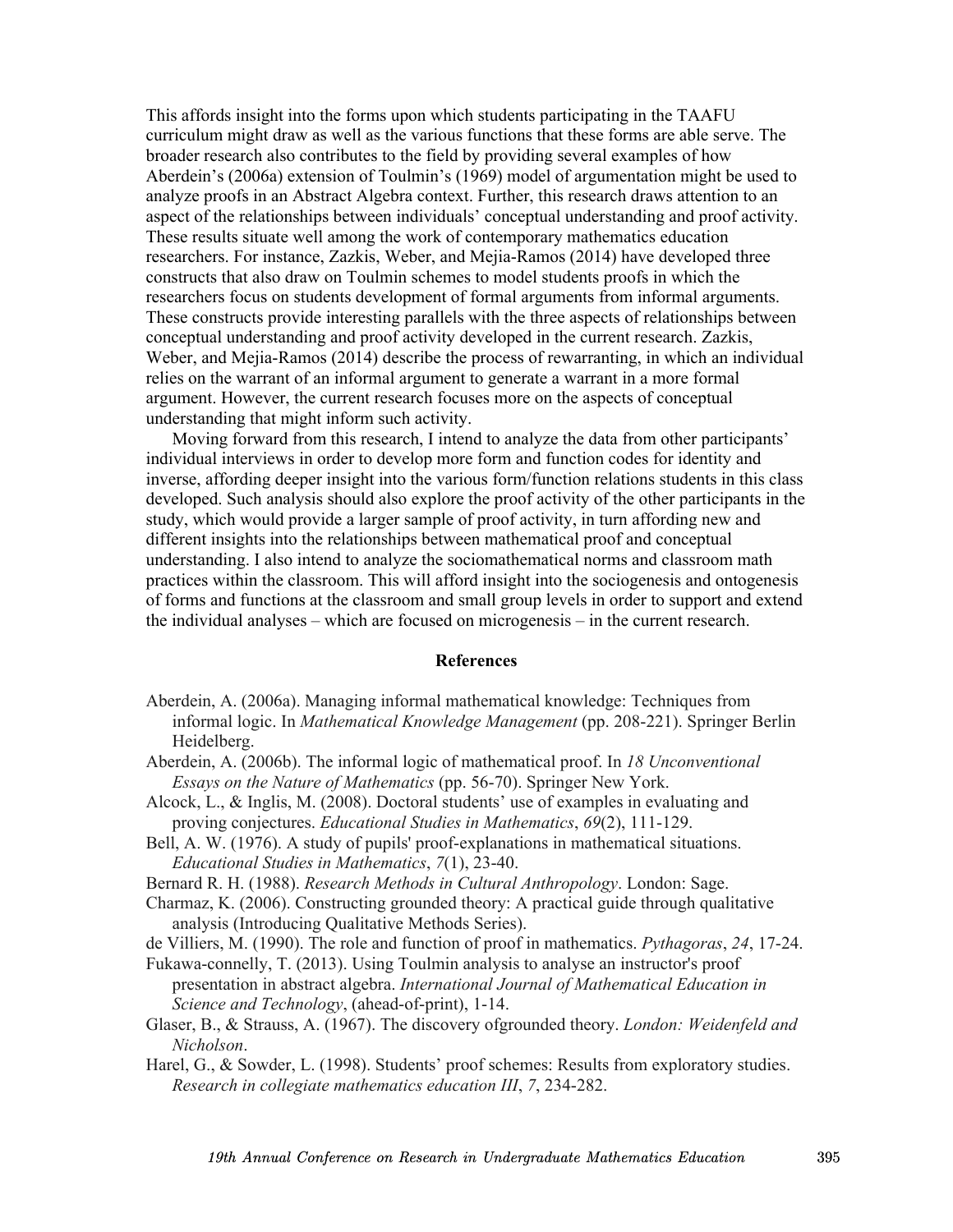This affords insight into the forms upon which students participating in the TAAFU curriculum might draw as well as the various functions that these forms are able serve. The broader research also contributes to the field by providing several examples of how Aberdein's (2006a) extension of Toulmin's (1969) model of argumentation might be used to analyze proofs in an Abstract Algebra context. Further, this research draws attention to an aspect of the relationships between individuals' conceptual understanding and proof activity. These results situate well among the work of contemporary mathematics education researchers. For instance, Zazkis, Weber, and Mejia-Ramos (2014) have developed three constructs that also draw on Toulmin schemes to model students proofs in which the researchers focus on students development of formal arguments from informal arguments. These constructs provide interesting parallels with the three aspects of relationships between conceptual understanding and proof activity developed in the current research. Zazkis, Weber, and Mejia-Ramos (2014) describe the process of rewarranting, in which an individual relies on the warrant of an informal argument to generate a warrant in a more formal argument. However, the current research focuses more on the aspects of conceptual understanding that might inform such activity.

Moving forward from this research, I intend to analyze the data from other participants' individual interviews in order to develop more form and function codes for identity and inverse, affording deeper insight into the various form/function relations students in this class developed. Such analysis should also explore the proof activity of the other participants in the study, which would provide a larger sample of proof activity, in turn affording new and different insights into the relationships between mathematical proof and conceptual understanding. I also intend to analyze the sociomathematical norms and classroom math practices within the classroom. This will afford insight into the sociogenesis and ontogenesis of forms and functions at the classroom and small group levels in order to support and extend the individual analyses – which are focused on microgenesis – in the current research.

## References

Aberdein, A. (2006a). Managing informal mathematical knowledge: Techniques from informal logic. In *Mathematical Knowledge Management* (pp. 208-221). Springer Berlin Heidelberg.

Aberdein, A. (2006b). The informal logic of mathematical proof. In *18 Unconventional Essays on the Nature of Mathematics* (pp. 56-70). Springer New York.

Alcock, L., & Inglis, M. (2008). Doctoral students' use of examples in evaluating and proving conjectures. *Educational Studies in Mathematics*, *69*(2), 111-129.

Bell, A. W. (1976). A study of pupils' proof-explanations in mathematical situations. *Educational Studies in Mathematics*, *7*(1), 23-40.

Bernard R. H. (1988). *Research Methods in Cultural Anthropology*. London: Sage.

Charmaz, K. (2006). Constructing grounded theory: A practical guide through qualitative analysis (Introducing Qualitative Methods Series).

de Villiers, M. (1990). The role and function of proof in mathematics. *Pythagoras*, *24*, 17-24.

Fukawa-connelly, T. (2013). Using Toulmin analysis to analyse an instructor's proof presentation in abstract algebra. *International Journal of Mathematical Education in Science and Technology*, (ahead-of-print), 1-14.

Glaser, B., & Strauss, A. (1967). The discovery ofgrounded theory. *London: Weidenfeld and Nicholson*.

Harel, G., & Sowder, L. (1998). Students' proof schemes: Results from exploratory studies. *Research in collegiate mathematics education III*, *7*, 234-282.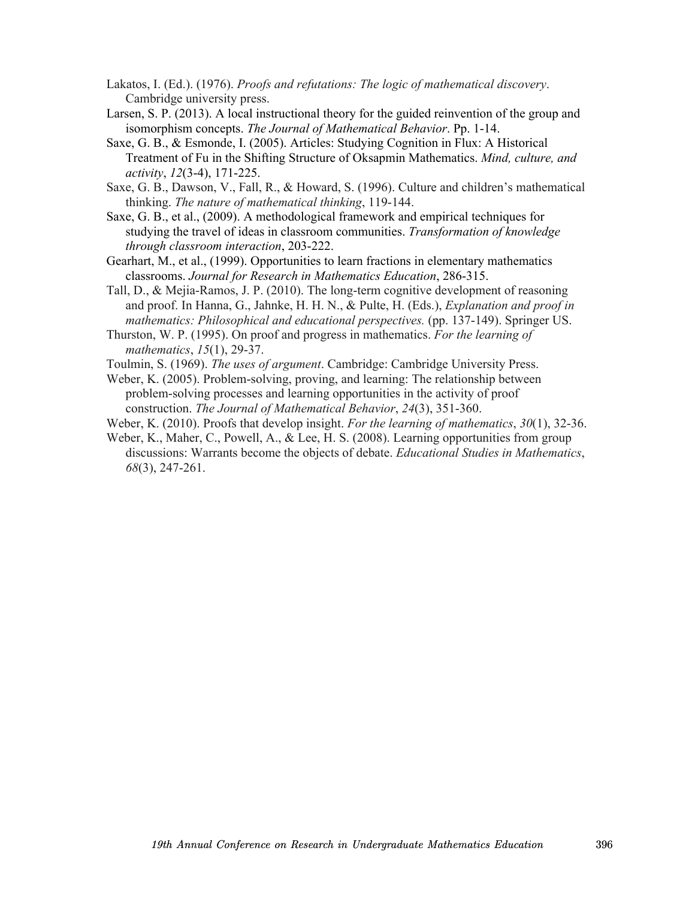Lakatos, I. (Ed.). (1976). *Proofs and refutations: The logic of mathematical discovery*. Cambridge university press.

Larsen, S. P. (2013). A local instructional theory for the guided reinvention of the group and isomorphism concepts. *The Journal of Mathematical Behavior*. Pp. 1-14.

Saxe, G. B., & Esmonde, I. (2005). Articles: Studying Cognition in Flux: A Historical Treatment of Fu in the Shifting Structure of Oksapmin Mathematics. *Mind, culture, and activity*, *12*(3-4), 171-225.

Saxe, G. B., Dawson, V., Fall, R., & Howard, S. (1996). Culture and children's mathematical thinking. *The nature of mathematical thinking*, 119-144.

Saxe, G. B., et al., (2009). A methodological framework and empirical techniques for studying the travel of ideas in classroom communities. *Transformation of knowledge through classroom interaction*, 203-222.

Gearhart, M., et al., (1999). Opportunities to learn fractions in elementary mathematics classrooms. *Journal for Research in Mathematics Education*, 286-315.

Tall, D., & Mejia-Ramos, J. P. (2010). The long-term cognitive development of reasoning and proof. In Hanna, G., Jahnke, H. H. N., & Pulte, H. (Eds.), *Explanation and proof in mathematics: Philosophical and educational perspectives.* (pp. 137-149). Springer US.

Thurston, W. P. (1995). On proof and progress in mathematics. *For the learning of mathematics*, *15*(1), 29-37.

Toulmin, S. (1969). *The uses of argument*. Cambridge: Cambridge University Press.

Weber, K. (2005). Problem-solving, proving, and learning: The relationship between problem-solving processes and learning opportunities in the activity of proof construction. *The Journal of Mathematical Behavior*, *24*(3), 351-360.

Weber, K. (2010). Proofs that develop insight. *For the learning of mathematics*, *30*(1), 32-36.

Weber, K., Maher, C., Powell, A., & Lee, H. S. (2008). Learning opportunities from group discussions: Warrants become the objects of debate. *Educational Studies in Mathematics*, *68*(3), 247-261.